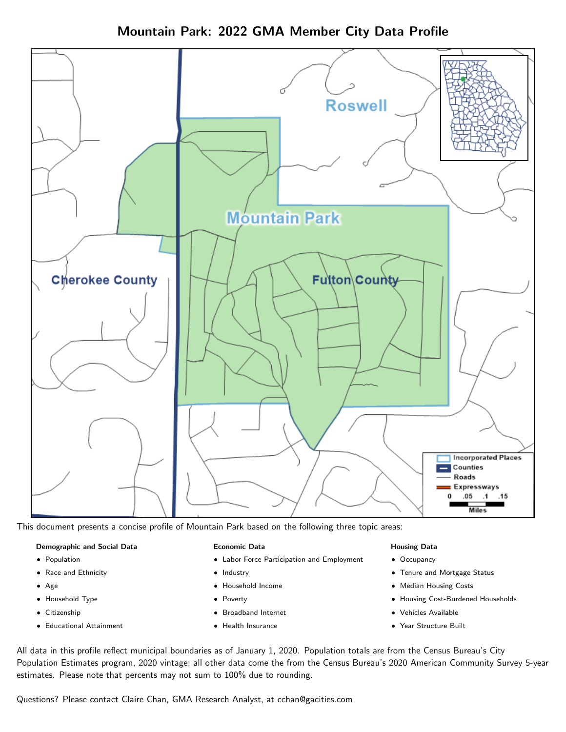# Mountain Park: 2022 GMA Member City Data Profile

This document presents a concise profile of Mountain Park based on the following three topic areas:

**Demographic and Social Data**

- Population
- Race and Ethnicity
- Age
- Household Type
- Citizenship
- Educational Attainment

**Economic Data**

- Labor Force Participation and Employment
- Industry
- Household Income
- Poverty
- Broadband Internet
- Health Insurance

**Housing Data**

- Occupancy
- Tenure and Mortgage Status
- Median Housing Costs
- Housing Cost-Burdened Households
- Vehicles Available
- Year Structure Built

All data in this profile reflect municipal boundaries as of January 1, 2020. Population totals are from the Census Bureau's City Population Estimates program, 2020 vintage; all other data come the from the Census Bureau's 2020 American Community Survey 5-year estimates. Please note that percents may not sum to 100% due to rounding.

Questions? Please contact Claire Chan, GMA Research Analyst, at cchan@gacities.com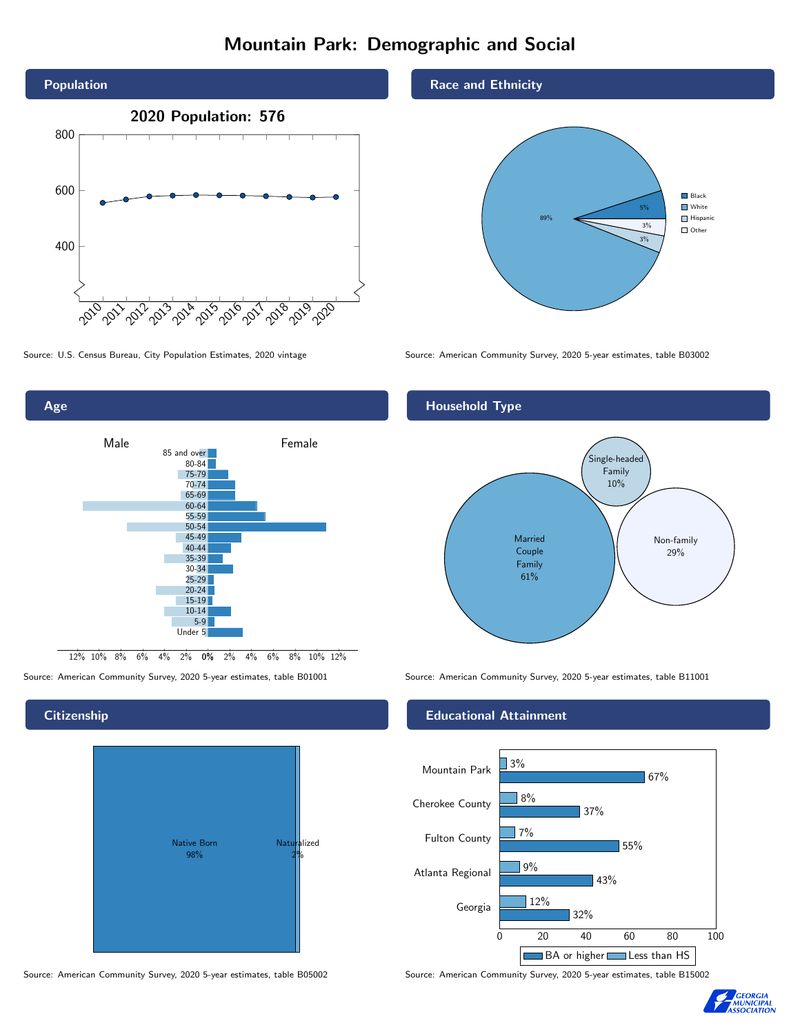# Mountain Park: Demographic and Social

## Population

**2020 Population: 576**

Source: U.S. Census Bureau, City Population Estimates, 2020 vintage

## Race and Ethnicity

| Race/Ethnicity | Percent |
|---|---|
| Black | 5% |
| White | 89% |
| Hispanic | 3% |
| Other | 3% |

Source: American Community Survey, 2020 5-year estimates, table B03002

## Age

Male / Female

Age groups: 85 and over, 80-84, 75-79, 70-74, 65-69, 60-64, 55-59, 50-54, 45-49, 40-44, 35-39, 30-34, 25-29, 20-24, 15-19, 10-14, 5-9, Under 5

Source: American Community Survey, 2020 5-year estimates, table B01001

## Household Type

| Household Type | Percent |
|---|---|
| Married Couple Family | 61% |
| Single-headed Family | 10% |
| Non-family | 29% |

Source: American Community Survey, 2020 5-year estimates, table B11001

## Citizenship

| Citizenship | Percent |
|---|---|
| Native Born | 98% |
| Naturalized | 2% |

Source: American Community Survey, 2020 5-year estimates, table B05002

## Educational Attainment

| Area | Less than HS | BA or higher |
|---|---|---|
| Mountain Park | 3% | 67% |
| Cherokee County | 8% | 37% |
| Fulton County | 7% | 55% |
| Atlanta Regional | 9% | 43% |
| Georgia | 12% | 32% |

Source: American Community Survey, 2020 5-year estimates, table B15002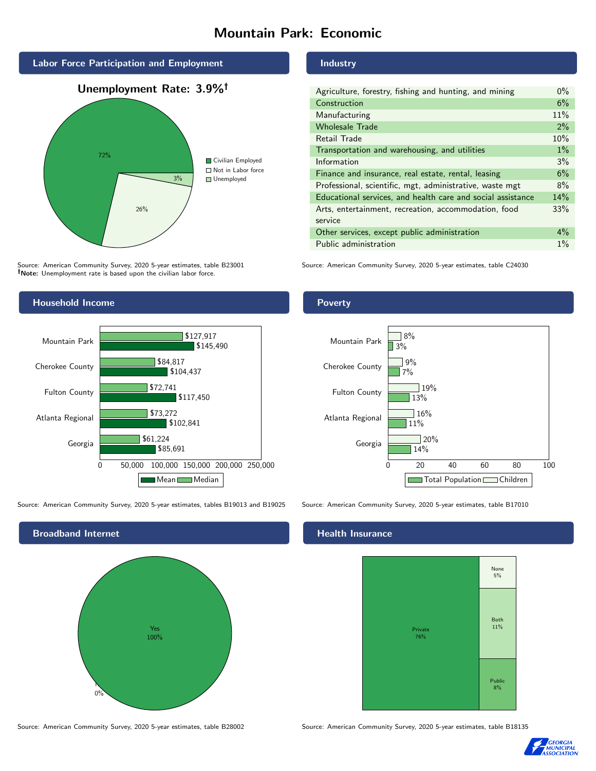# Mountain Park: Economic

## Labor Force Participation and Employment

**Unemployment Rate: 3.9%†**

| Category | Percent |
|---|---|
| Civilian Employed | 72% |
| Not in Labor force | 26% |
| Unemployed | 3% |

Source: American Community Survey, 2020 5-year estimates, table B23001
**†Note:** Unemployment rate is based upon the civilian labor force.

## Industry

| Industry | Percent |
|---|---|
| Agriculture, forestry, fishing and hunting, and mining | 0% |
| Construction | 6% |
| Manufacturing | 11% |
| Wholesale Trade | 2% |
| Retail Trade | 10% |
| Transportation and warehousing, and utilities | 1% |
| Information | 3% |
| Finance and insurance, real estate, rental, leasing | 6% |
| Professional, scientific, mgt, administrative, waste mgt | 8% |
| Educational services, and health care and social assistance | 14% |
| Arts, entertainment, recreation, accommodation, food service | 33% |
| Other services, except public administration | 4% |
| Public administration | 1% |

Source: American Community Survey, 2020 5-year estimates, table C24030

## Household Income

| Area | Median | Mean |
|---|---|---|
| Mountain Park | $127,917 | $145,490 |
| Cherokee County | $84,817 | $104,437 |
| Fulton County | $72,741 | $117,450 |
| Atlanta Regional | $73,272 | $102,841 |
| Georgia | $61,224 | $85,691 |

Source: American Community Survey, 2020 5-year estimates, tables B19013 and B19025

## Poverty

| Area | Children | Total Population |
|---|---|---|
| Mountain Park | 8% | 3% |
| Cherokee County | 9% | 7% |
| Fulton County | 19% | 13% |
| Atlanta Regional | 16% | 11% |
| Georgia | 20% | 14% |

Source: American Community Survey, 2020 5-year estimates, table B17010

## Broadband Internet

| Response | Percent |
|---|---|
| Yes | 100% |
| No | 0% |

Source: American Community Survey, 2020 5-year estimates, table B28002

## Health Insurance

| Type | Percent |
|---|---|
| Private | 76% |
| None | 5% |
| Both | 11% |
| Public | 8% |

Source: American Community Survey, 2020 5-year estimates, table B18135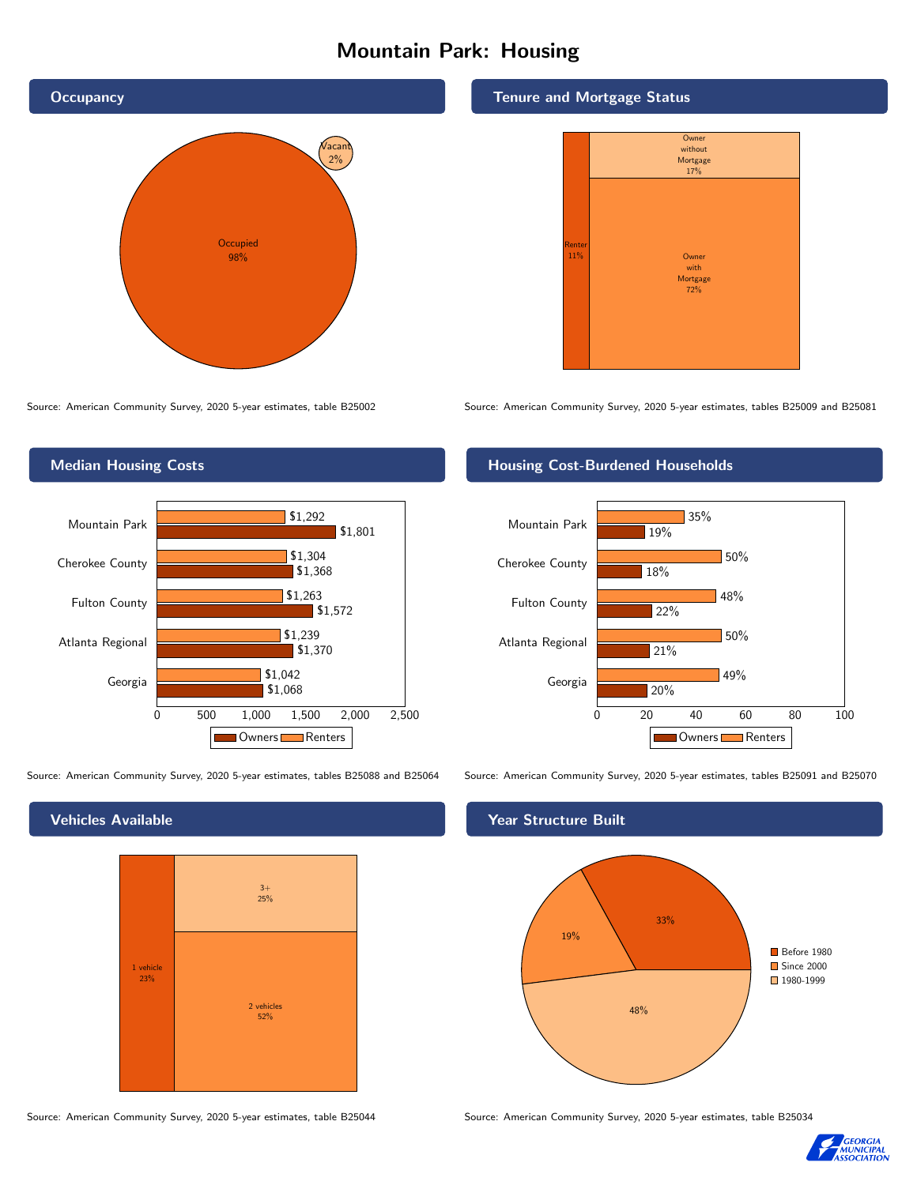# Mountain Park: Housing

## Occupancy

Vacant
2%

Occupied
98%

Source: American Community Survey, 2020 5-year estimates, table B25002

## Tenure and Mortgage Status

Owner without Mortgage
17%

Renter
11%

Owner with Mortgage
72%

Source: American Community Survey, 2020 5-year estimates, tables B25009 and B25081

## Median Housing Costs

Mountain Park
$1,292
$1,801

Cherokee County
$1,304
$1,368

Fulton County
$1,263
$1,572

Atlanta Regional
$1,239
$1,370

Georgia
$1,042
$1,068

0 500 1,000 1,500 2,000 2,500

Owners Renters

Source: American Community Survey, 2020 5-year estimates, tables B25088 and B25064

## Housing Cost-Burdened Households

Mountain Park
35%
19%

Cherokee County
50%
18%

Fulton County
48%
22%

Atlanta Regional
50%
21%

Georgia
49%
20%

0 20 40 60 80 100

Owners Renters

Source: American Community Survey, 2020 5-year estimates, tables B25091 and B25070

## Vehicles Available

3+
25%

1 vehicle
23%

2 vehicles
52%

Source: American Community Survey, 2020 5-year estimates, table B25044

## Year Structure Built

33%

19%

48%

Before 1980
Since 2000
1980-1999

Source: American Community Survey, 2020 5-year estimates, table B25034